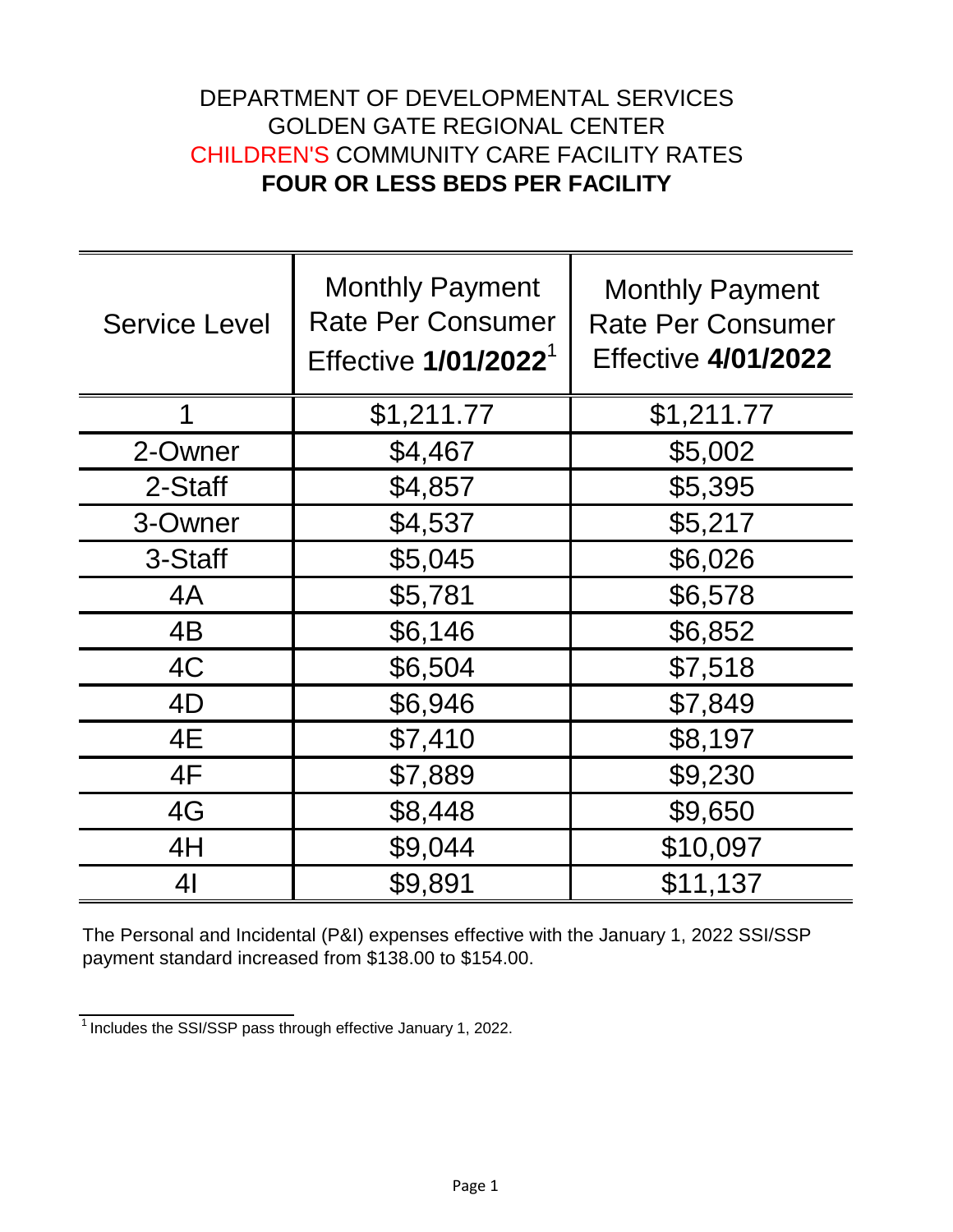# DEPARTMENT OF DEVELOPMENTAL SERVICES
## GOLDEN GATE REGIONAL CENTER
## CHILDREN'S COMMUNITY CARE FACILITY RATES
## **FOUR OR LESS BEDS PER FACILITY**

| Service Level | Monthly Payment Rate Per Consumer Effective **1/01/2022**[1] | Monthly Payment Rate Per Consumer Effective **4/01/2022** |
|---|---|---|
| 1 | $1,211.77 | $1,211.77 |
| 2-Owner | $4,467 | $5,002 |
| 2-Staff | $4,857 | $5,395 |
| 3-Owner | $4,537 | $5,217 |
| 3-Staff | $5,045 | $6,026 |
| 4A | $5,781 | $6,578 |
| 4B | $6,146 | $6,852 |
| 4C | $6,504 | $7,518 |
| 4D | $6,946 | $7,849 |
| 4E | $7,410 | $8,197 |
| 4F | $7,889 | $9,230 |
| 4G | $8,448 | $9,650 |
| 4H | $9,044 | $10,097 |
| 4I | $9,891 | $11,137 |

The Personal and Incidental (P&I) expenses effective with the January 1, 2022 SSI/SSP payment standard increased from $138.00 to $154.00.

[1] Includes the SSI/SSP pass through effective January 1, 2022.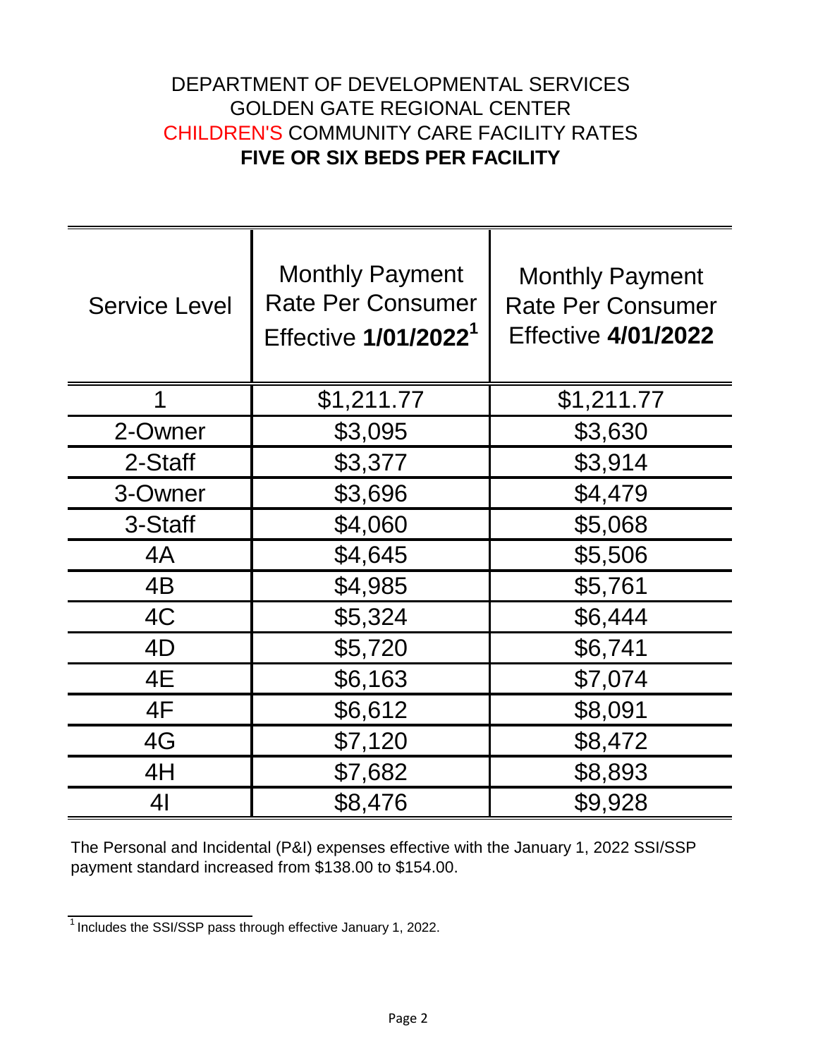# DEPARTMENT OF DEVELOPMENTAL SERVICES
# GOLDEN GATE REGIONAL CENTER
# CHILDREN'S COMMUNITY CARE FACILITY RATES
# FIVE OR SIX BEDS PER FACILITY

| Service Level | Monthly Payment Rate Per Consumer Effective **1/01/2022**[1] | Monthly Payment Rate Per Consumer Effective **4/01/2022** |
|---|---|---|
| 1 | $1,211.77 | $1,211.77 |
| 2-Owner | $3,095 | $3,630 |
| 2-Staff | $3,377 | $3,914 |
| 3-Owner | $3,696 | $4,479 |
| 3-Staff | $4,060 | $5,068 |
| 4A | $4,645 | $5,506 |
| 4B | $4,985 | $5,761 |
| 4C | $5,324 | $6,444 |
| 4D | $5,720 | $6,741 |
| 4E | $6,163 | $7,074 |
| 4F | $6,612 | $8,091 |
| 4G | $7,120 | $8,472 |
| 4H | $7,682 | $8,893 |
| 4I | $8,476 | $9,928 |

The Personal and Incidental (P&I) expenses effective with the January 1, 2022 SSI/SSP payment standard increased from $138.00 to $154.00.

[1] Includes the SSI/SSP pass through effective January 1, 2022.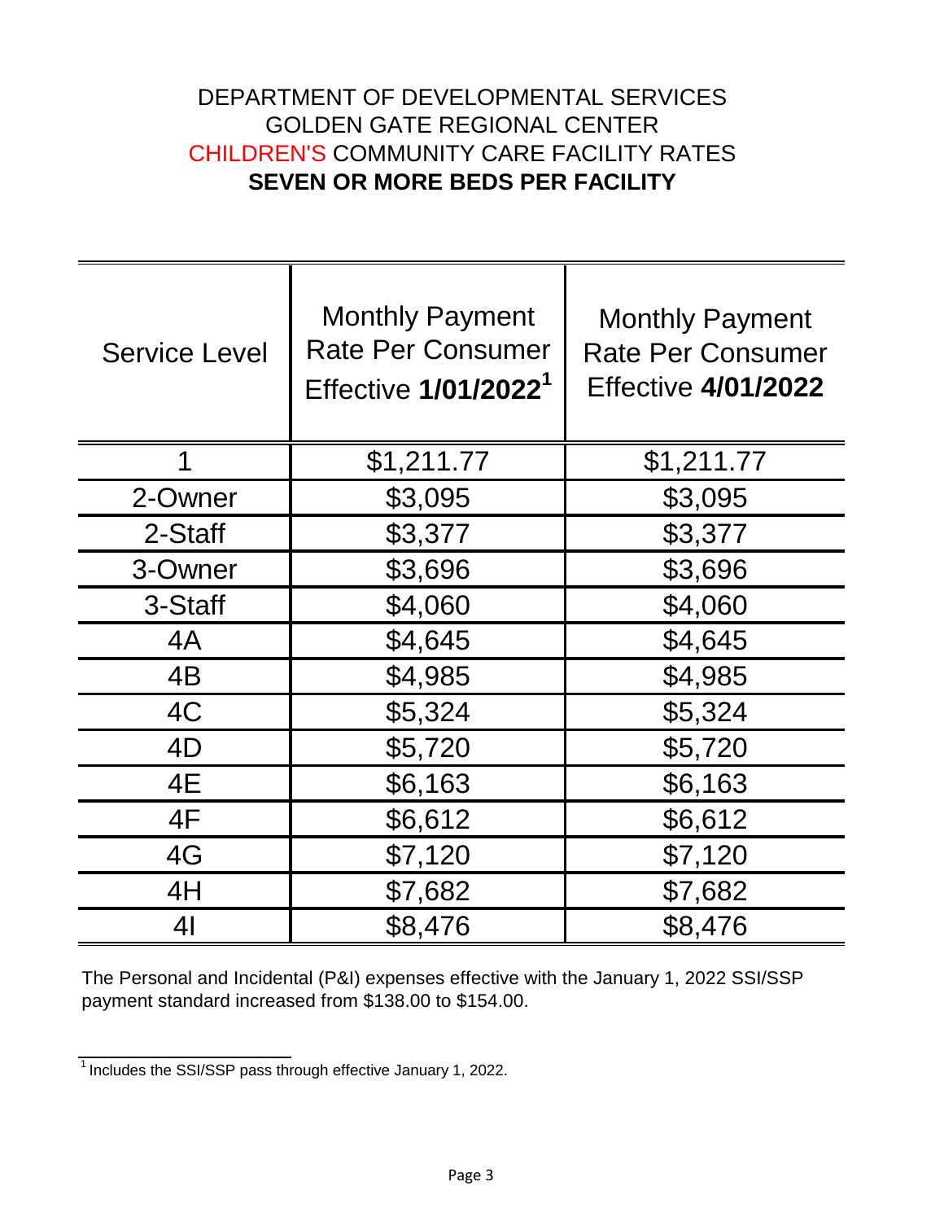DEPARTMENT OF DEVELOPMENTAL SERVICES
GOLDEN GATE REGIONAL CENTER
CHILDREN'S COMMUNITY CARE FACILITY RATES
**SEVEN OR MORE BEDS PER FACILITY**

| Service Level | Monthly Payment Rate Per Consumer Effective **1/01/2022**[1] | Monthly Payment Rate Per Consumer Effective **4/01/2022** |
|---|---|---|
| 1 | $1,211.77 | $1,211.77 |
| 2-Owner | $3,095 | $3,095 |
| 2-Staff | $3,377 | $3,377 |
| 3-Owner | $3,696 | $3,696 |
| 3-Staff | $4,060 | $4,060 |
| 4A | $4,645 | $4,645 |
| 4B | $4,985 | $4,985 |
| 4C | $5,324 | $5,324 |
| 4D | $5,720 | $5,720 |
| 4E | $6,163 | $6,163 |
| 4F | $6,612 | $6,612 |
| 4G | $7,120 | $7,120 |
| 4H | $7,682 | $7,682 |
| 4I | $8,476 | $8,476 |

The Personal and Incidental (P&I) expenses effective with the January 1, 2022 SSI/SSP payment standard increased from $138.00 to $154.00.

[1] Includes the SSI/SSP pass through effective January 1, 2022.